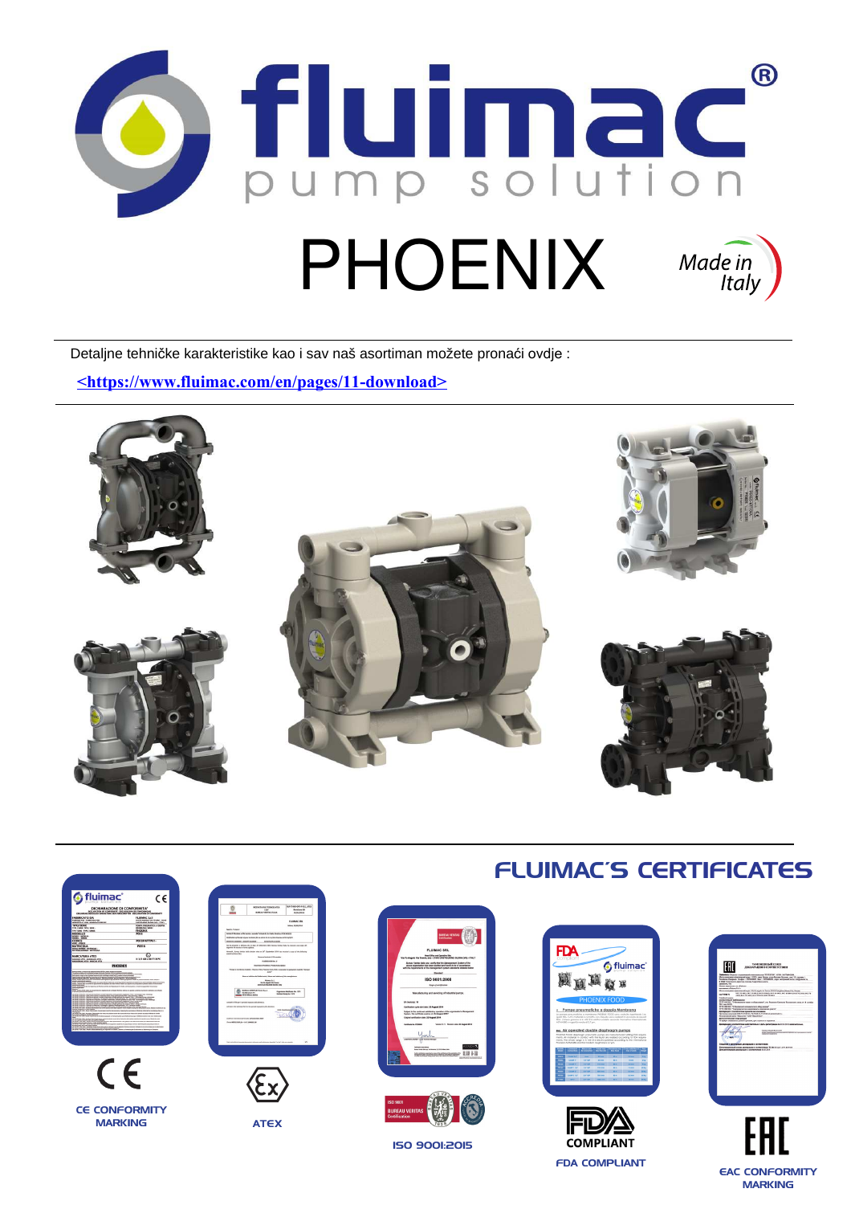# fluimac®

pump solution

# PHOENIX

Made in Italy

Detaljne tehničke karakteristike kao i sav naš asortiman možete pronaći ovdje :

<https://www.fluimac.com/en/pages/11-download>

## FLUIMAC´S CERTIFICATES

CE CONFORMITY MARKING

ATEX

ISO 9001:2015

FDA COMPLIANT

EAC CONFORMITY MARKING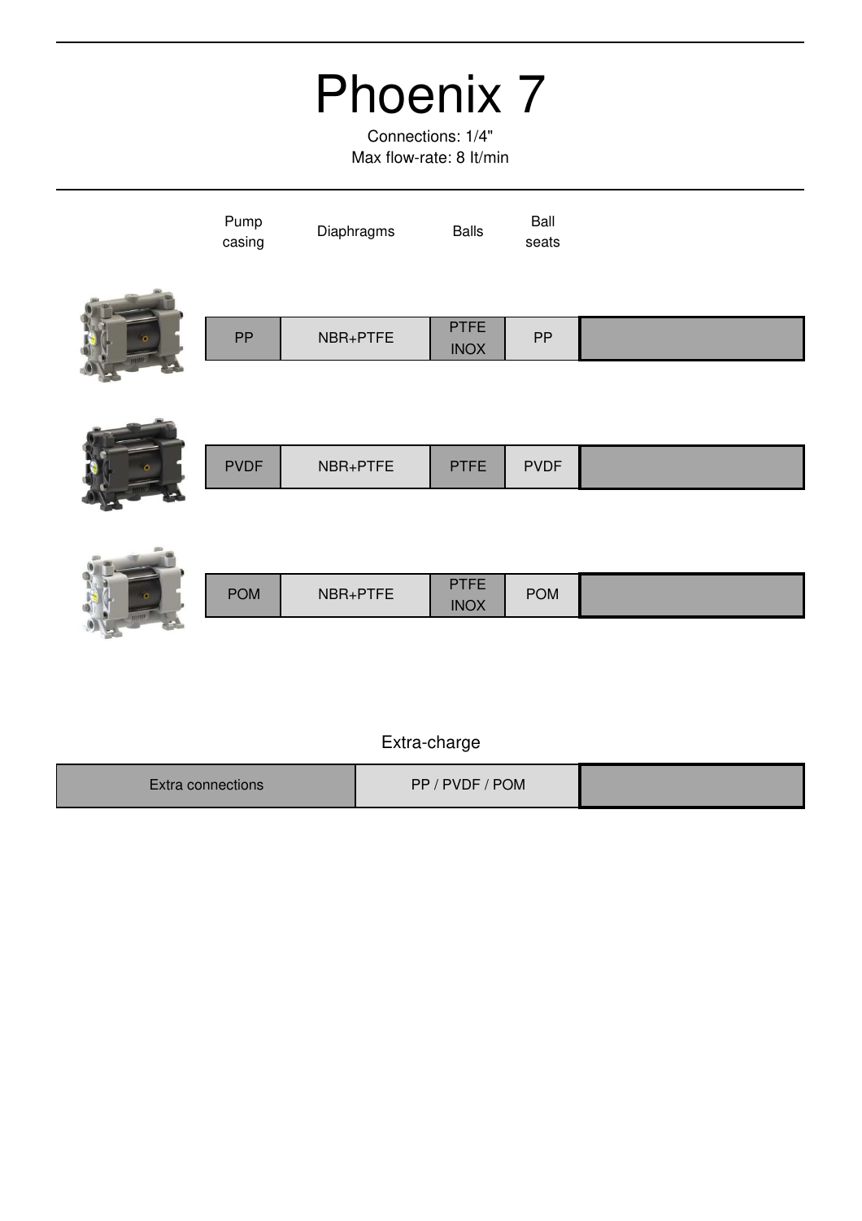# Phoenix 7

Connections: 1/4"
Max flow-rate: 8 lt/min

| Pump casing | Diaphragms | Balls | Ball seats | |
|---|---|---|---|---|
| PP | NBR+PTFE | PTFE INOX | PP | |
| PVDF | NBR+PTFE | PTFE | PVDF | |
| POM | NBR+PTFE | PTFE INOX | POM | |

Extra-charge

| Extra connections | PP / PVDF / POM | |
|---|---|---|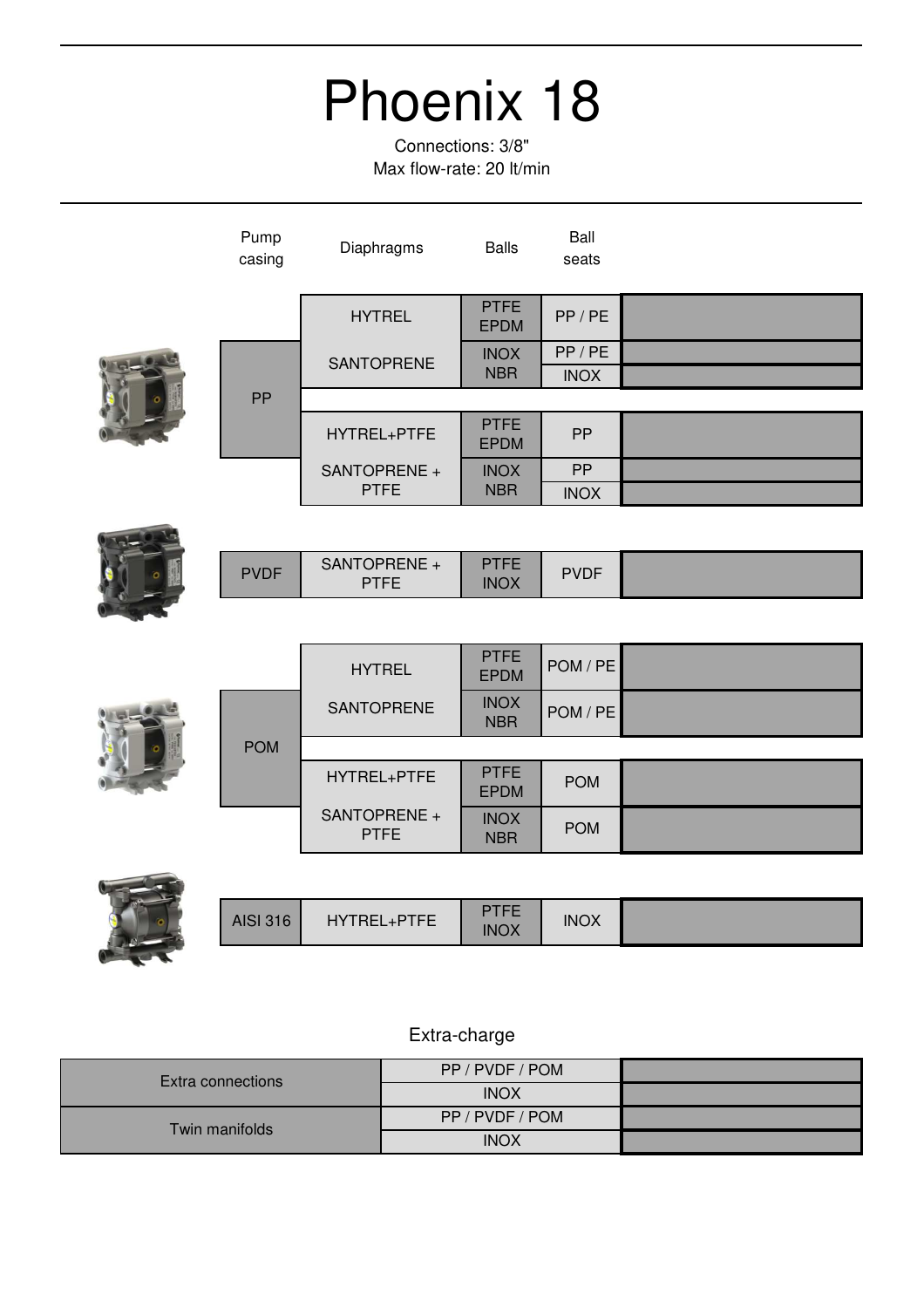# Phoenix 18

Connections: 3/8"
Max flow-rate: 20 lt/min

| Pump casing | Diaphragms | Balls | Ball seats | |
|---|---|---|---|---|
| PP | HYTREL | PTFE EPDM | PP / PE | |
| | SANTOPRENE | INOX NBR | PP / PE | |
| | | | INOX | |
| | HYTREL+PTFE | PTFE EPDM | PP | |
| | SANTOPRENE + PTFE | INOX NBR | PP | |
| | | | INOX | |
| PVDF | SANTOPRENE + PTFE | PTFE INOX | PVDF | |
| POM | HYTREL | PTFE EPDM | POM / PE | |
| | SANTOPRENE | INOX NBR | POM / PE | |
| | HYTREL+PTFE | PTFE EPDM | POM | |
| | SANTOPRENE + PTFE | INOX NBR | POM | |
| AISI 316 | HYTREL+PTFE | PTFE INOX | INOX | |

## Extra-charge

| | | |
|---|---|---|
| Extra connections | PP / PVDF / POM | |
| | INOX | |
| Twin manifolds | PP / PVDF / POM | |
| | INOX | |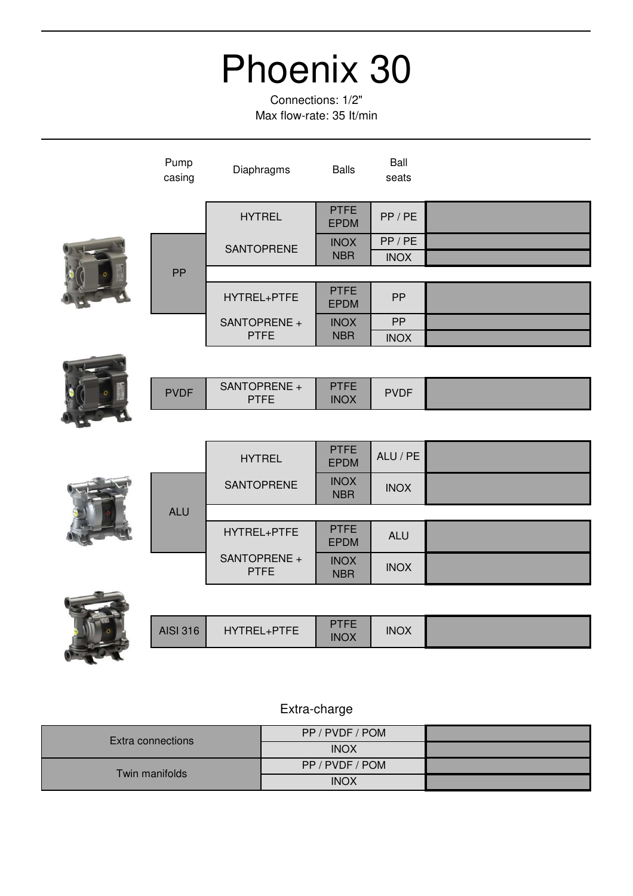# Phoenix 30

Connections: 1/2"
Max flow-rate: 35 lt/min

| Pump casing | Diaphragms | Balls | Ball seats | |
|---|---|---|---|---|
| PP | HYTREL / SANTOPRENE | PTFE EPDM | PP / PE | |
| | | INOX NBR | PP / PE | |
| | | | INOX | |
| | HYTREL+PTFE / SANTOPRENE + PTFE | PTFE EPDM | PP | |
| | | INOX NBR | PP | |
| | | | INOX | |
| PVDF | SANTOPRENE + PTFE | PTFE INOX | PVDF | |
| ALU | HYTREL / SANTOPRENE | PTFE EPDM | ALU / PE | |
| | | INOX NBR | INOX | |
| | HYTREL+PTFE / SANTOPRENE + PTFE | PTFE EPDM | ALU | |
| | | INOX NBR | INOX | |
| AISI 316 | HYTREL+PTFE | PTFE INOX | INOX | |

## Extra-charge

| | | |
|---|---|---|
| Extra connections | PP / PVDF / POM | |
| | INOX | |
| Twin manifolds | PP / PVDF / POM | |
| | INOX | |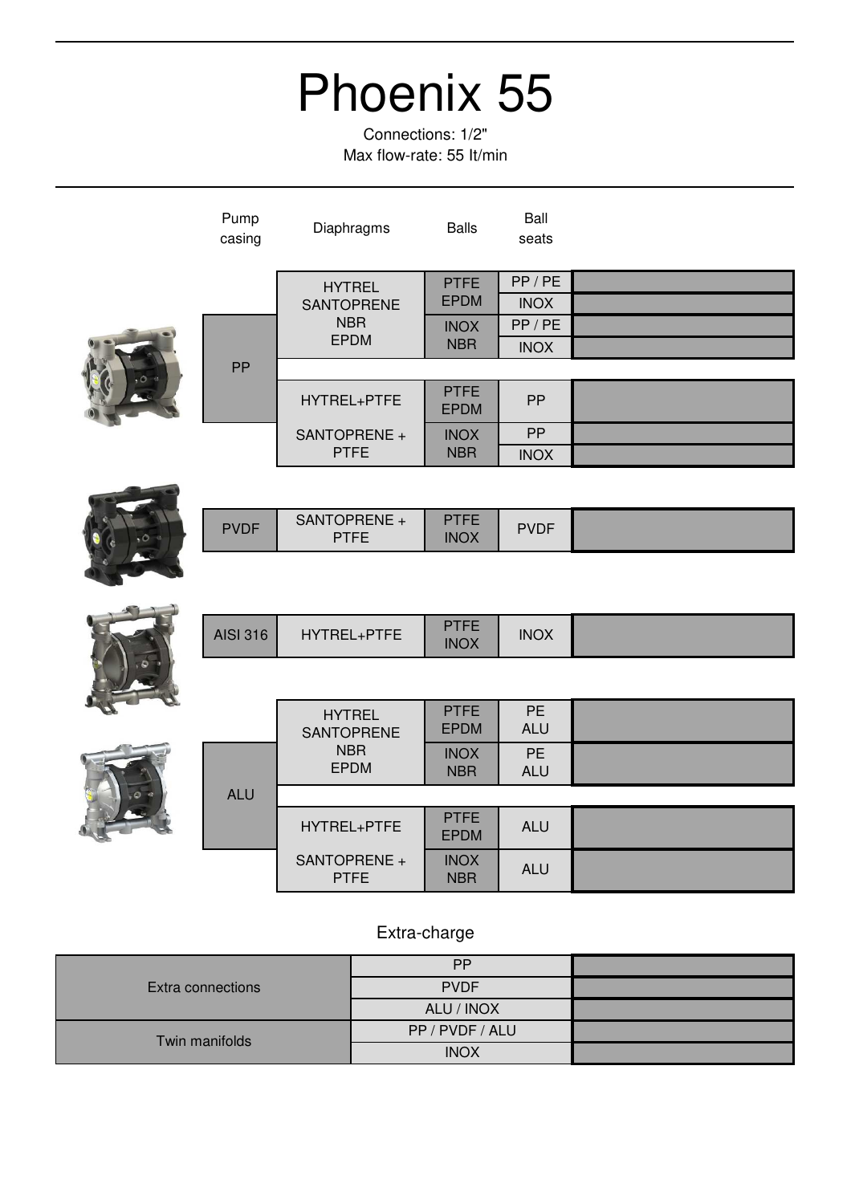# Phoenix 55

Connections: 1/2"
Max flow-rate: 55 lt/min

| Pump casing | Diaphragms | Balls | Ball seats | |
|---|---|---|---|---|
| PP | HYTREL SANTOPRENE NBR EPDM | PTFE EPDM | PP / PE | |
| | | | INOX | |
| | | INOX NBR | PP / PE | |
| | | | INOX | |
| | HYTREL+PTFE | PTFE EPDM | PP | |
| | SANTOPRENE + PTFE | INOX NBR | PP | |
| | | | INOX | |
| PVDF | SANTOPRENE + PTFE | PTFE INOX | PVDF | |
| AISI 316 | HYTREL+PTFE | PTFE INOX | INOX | |
| ALU | HYTREL SANTOPRENE NBR EPDM | PTFE EPDM | PE ALU | |
| | | INOX NBR | PE ALU | |
| | HYTREL+PTFE | PTFE EPDM | ALU | |
| | SANTOPRENE + PTFE | INOX NBR | ALU | |

## Extra-charge

| | | |
|---|---|---|
| Extra connections | PP | |
| | PVDF | |
| | ALU / INOX | |
| Twin manifolds | PP / PVDF / ALU | |
| | INOX | |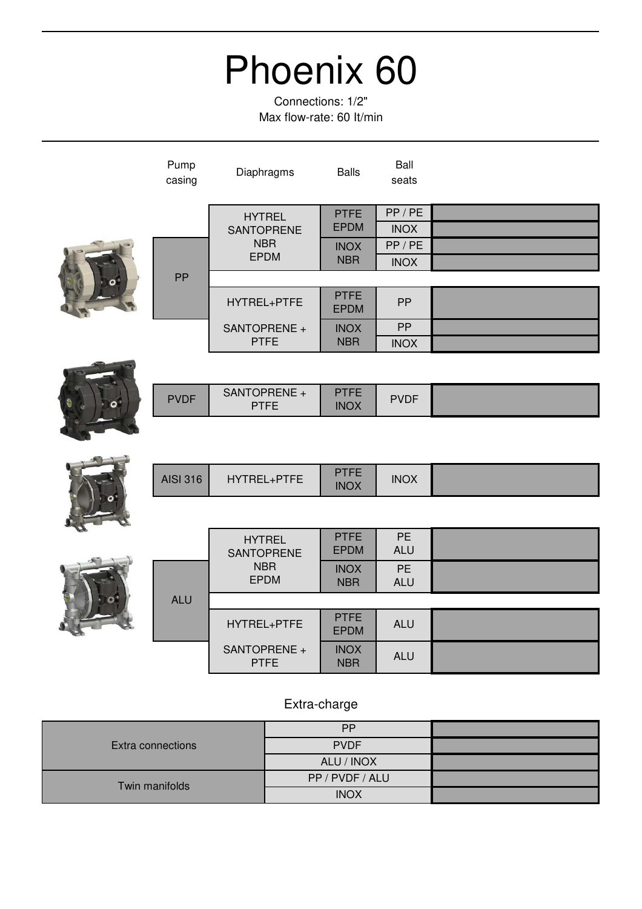# Phoenix 60

Connections: 1/2"
Max flow-rate: 60 lt/min

| Pump casing | Diaphragms | Balls | Ball seats | |
|---|---|---|---|---|
| PP | HYTREL SANTOPRENE NBR EPDM | PTFE EPDM | PP / PE | |
| | | | INOX | |
| | | INOX NBR | PP / PE | |
| | | | INOX | |
| | HYTREL+PTFE SANTOPRENE + PTFE | PTFE EPDM | PP | |
| | | INOX NBR | PP | |
| | | | INOX | |
| PVDF | SANTOPRENE + PTFE | PTFE INOX | PVDF | |
| AISI 316 | HYTREL+PTFE | PTFE INOX | INOX | |
| ALU | HYTREL SANTOPRENE NBR EPDM | PTFE EPDM | PE ALU | |
| | | INOX NBR | PE ALU | |
| | HYTREL+PTFE SANTOPRENE + PTFE | PTFE EPDM | ALU | |
| | | INOX NBR | ALU | |

## Extra-charge

| | | |
|---|---|---|
| Extra connections | PP | |
| | PVDF | |
| | ALU / INOX | |
| Twin manifolds | PP / PVDF / ALU | |
| | INOX | |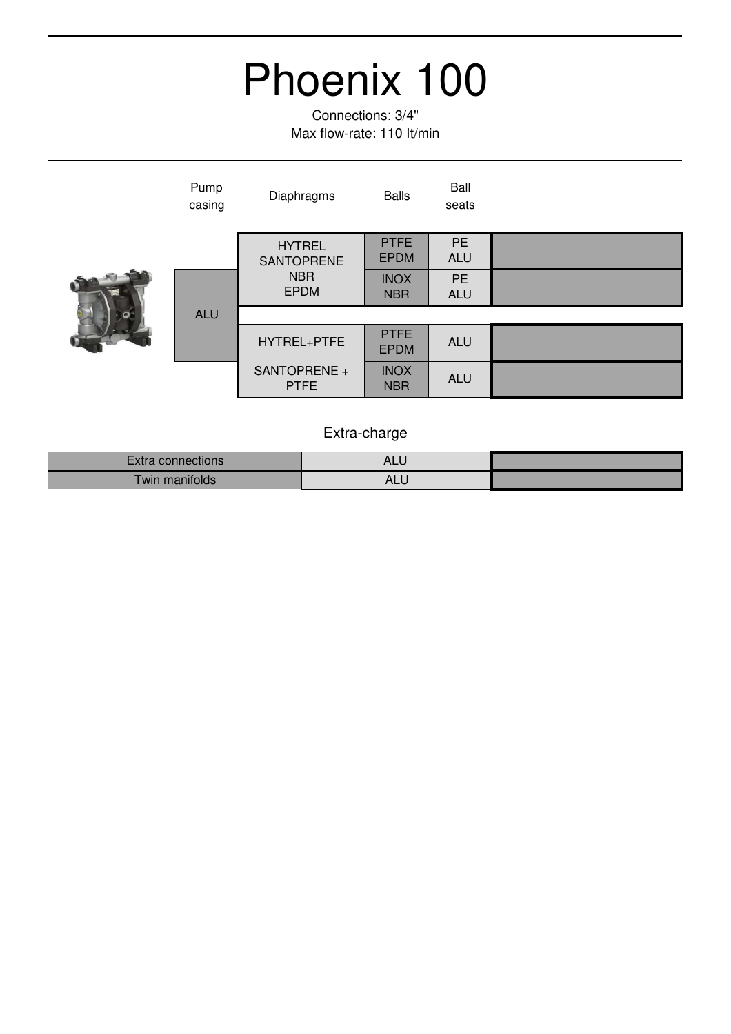# Phoenix 100

Connections: 3/4"
Max flow-rate: 110 lt/min

| Pump casing | Diaphragms | Balls | Ball seats | |
|---|---|---|---|---|
| ALU | HYTREL SANTOPRENE NBR EPDM | PTFE EPDM | PE ALU | |
| | | INOX NBR | PE ALU | |
| | HYTREL+PTFE | PTFE EPDM | ALU | |
| | SANTOPRENE + PTFE | INOX NBR | ALU | |

## Extra-charge

| | | |
|---|---|---|
| Extra connections | ALU | |
| Twin manifolds | ALU | |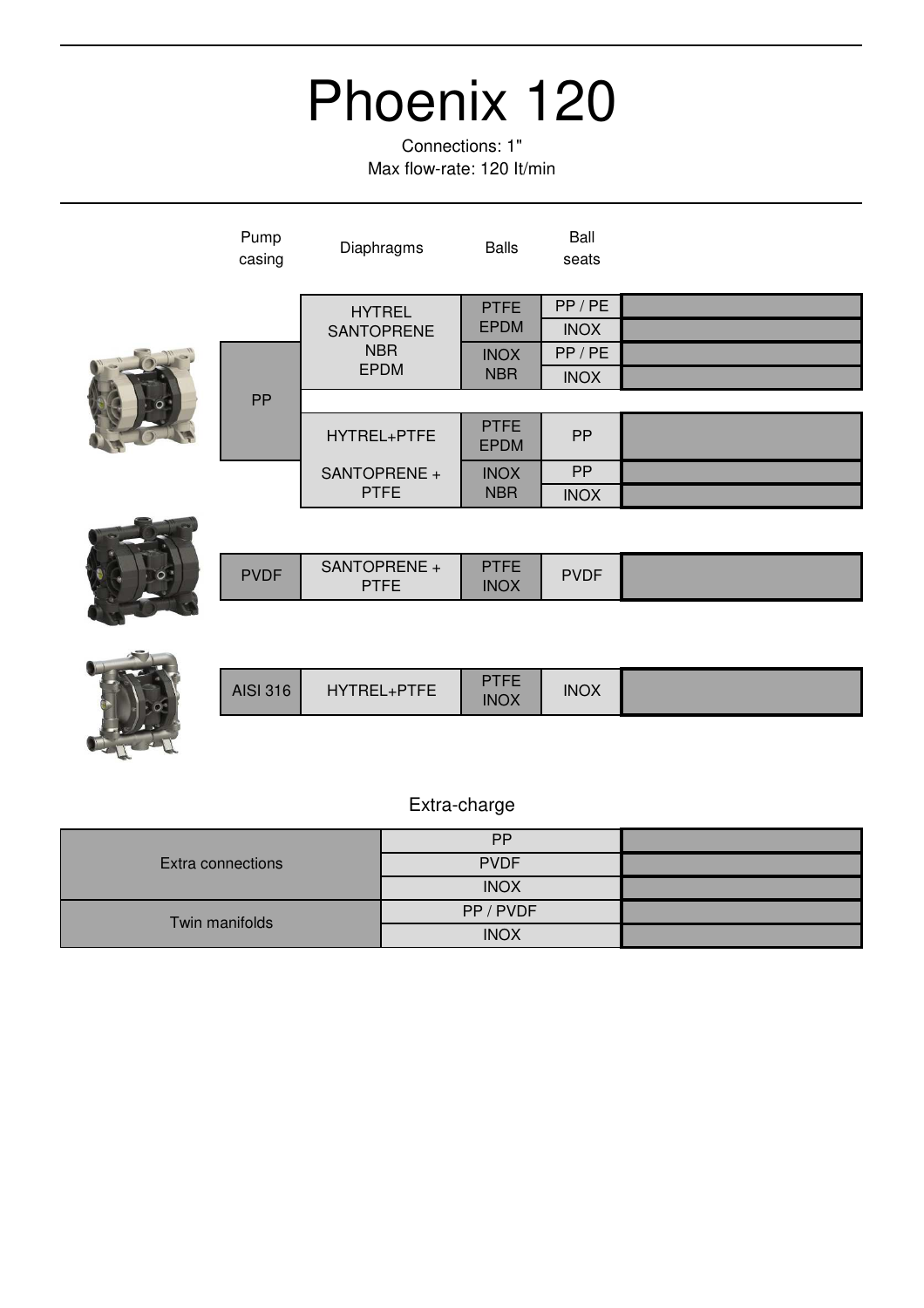# Phoenix 120

Connections: 1"
Max flow-rate: 120 lt/min

| Pump casing | Diaphragms | Balls | Ball seats | |
|---|---|---|---|---|
| PP | HYTREL SANTOPRENE NBR EPDM | PTFE EPDM | PP / PE | |
| | | | INOX | |
| | | INOX NBR | PP / PE | |
| | | | INOX | |
| | HYTREL+PTFE SANTOPRENE + PTFE | PTFE EPDM | PP | |
| | | INOX NBR | PP | |
| | | | INOX | |
| PVDF | SANTOPRENE + PTFE | PTFE INOX | PVDF | |
| AISI 316 | HYTREL+PTFE | PTFE INOX | INOX | |

Extra-charge

| | | |
|---|---|---|
| Extra connections | PP | |
| | PVDF | |
| | INOX | |
| Twin manifolds | PP / PVDF | |
| | INOX | |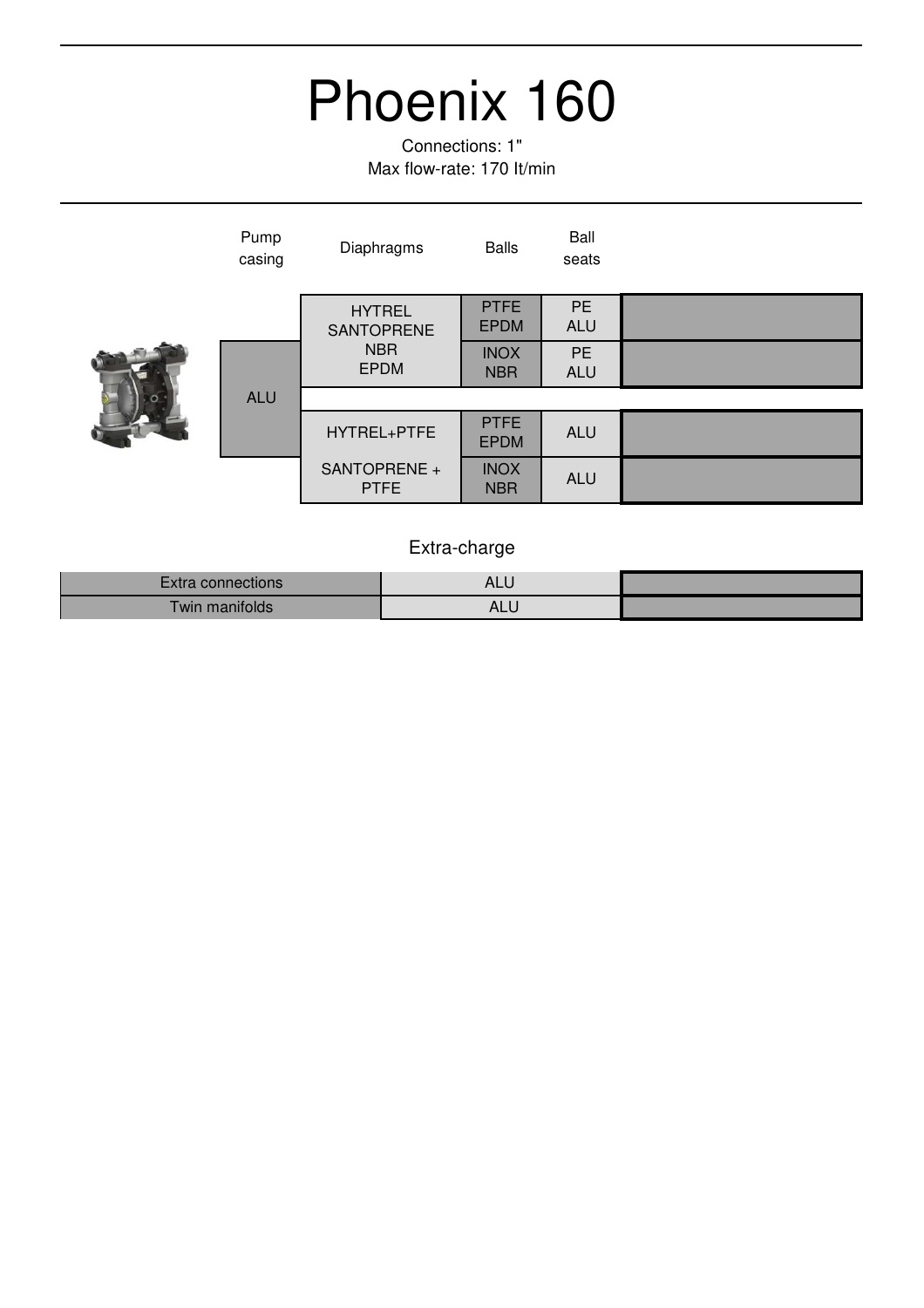# Phoenix 160

Connections: 1"
Max flow-rate: 170 lt/min

| Pump casing | Diaphragms | Balls | Ball seats | |
|---|---|---|---|---|
| ALU | HYTREL SANTOPRENE NBR EPDM | PTFE EPDM | PE ALU | |
| | | INOX NBR | PE ALU | |
| | HYTREL+PTFE | PTFE EPDM | ALU | |
| | SANTOPRENE + PTFE | INOX NBR | ALU | |

## Extra-charge

| | | |
|---|---|---|
| Extra connections | ALU | |
| Twin manifolds | ALU | |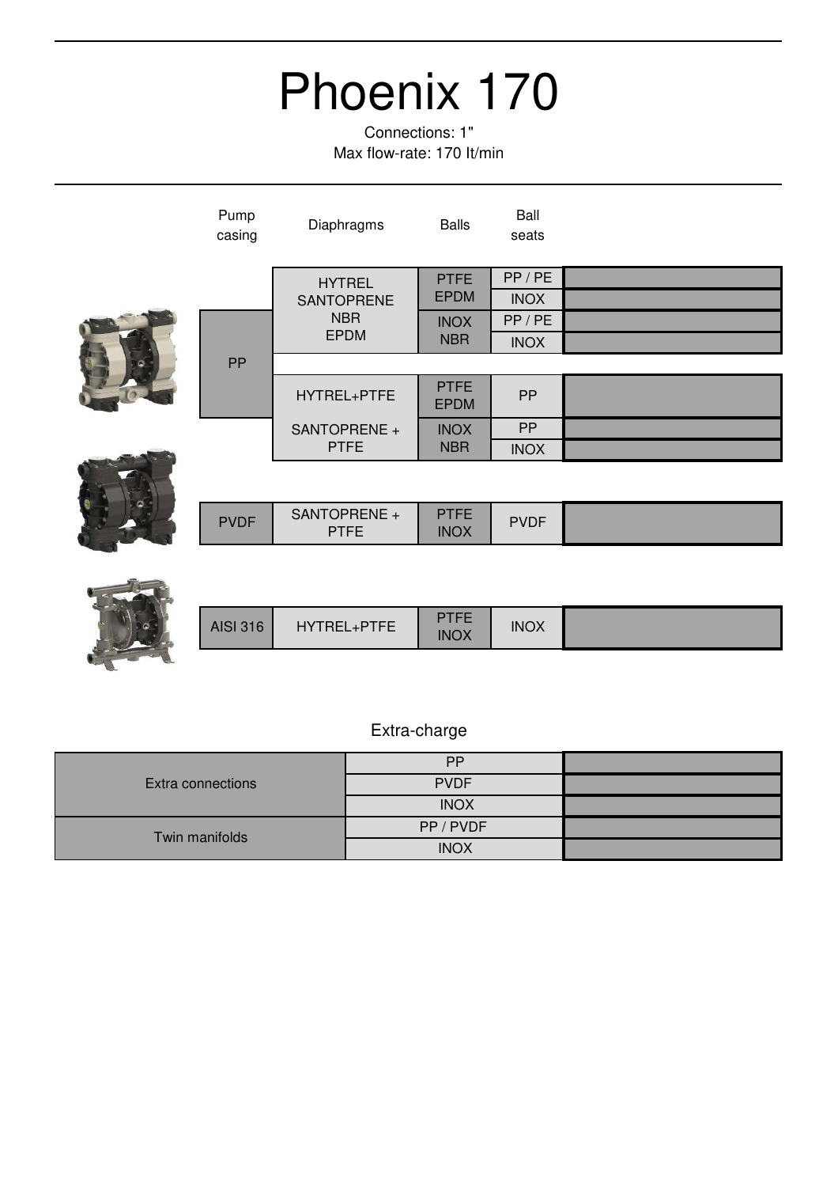# Phoenix 170

Connections: 1"
Max flow-rate: 170 lt/min

| Pump casing | Diaphragms | Balls | Ball seats | |
|---|---|---|---|---|
| PP | HYTREL SANTOPRENE NBR EPDM | PTFE EPDM | PP / PE | |
| | | | INOX | |
| | | INOX NBR | PP / PE | |
| | | | INOX | |
| | HYTREL+PTFE | PTFE EPDM | PP | |
| | SANTOPRENE + PTFE | INOX NBR | PP | |
| | | | INOX | |
| PVDF | SANTOPRENE + PTFE | PTFE INOX | PVDF | |
| AISI 316 | HYTREL+PTFE | PTFE INOX | INOX | |

## Extra-charge

| | | |
|---|---|---|
| Extra connections | PP | |
| | PVDF | |
| | INOX | |
| Twin manifolds | PP / PVDF | |
| | INOX | |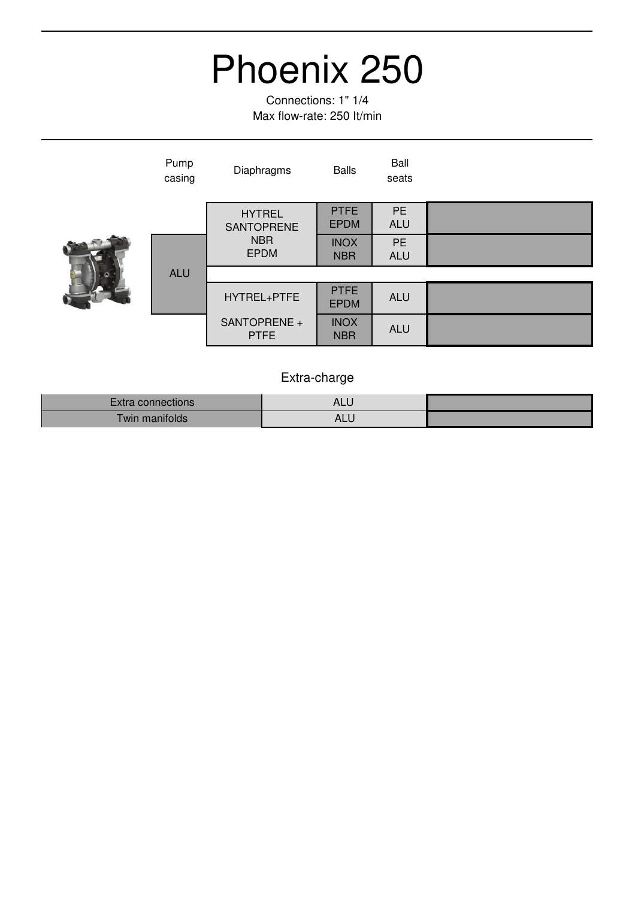# Phoenix 250

Connections: 1" 1/4
Max flow-rate: 250 lt/min

| Pump casing | Diaphragms | Balls | Ball seats | |
|---|---|---|---|---|
| ALU | HYTREL SANTOPRENE NBR EPDM | PTFE EPDM | PE ALU | |
| | | INOX NBR | PE ALU | |
| | HYTREL+PTFE | PTFE EPDM | ALU | |
| | SANTOPRENE + PTFE | INOX NBR | ALU | |

## Extra-charge

| | | |
|---|---|---|
| Extra connections | ALU | |
| Twin manifolds | ALU | |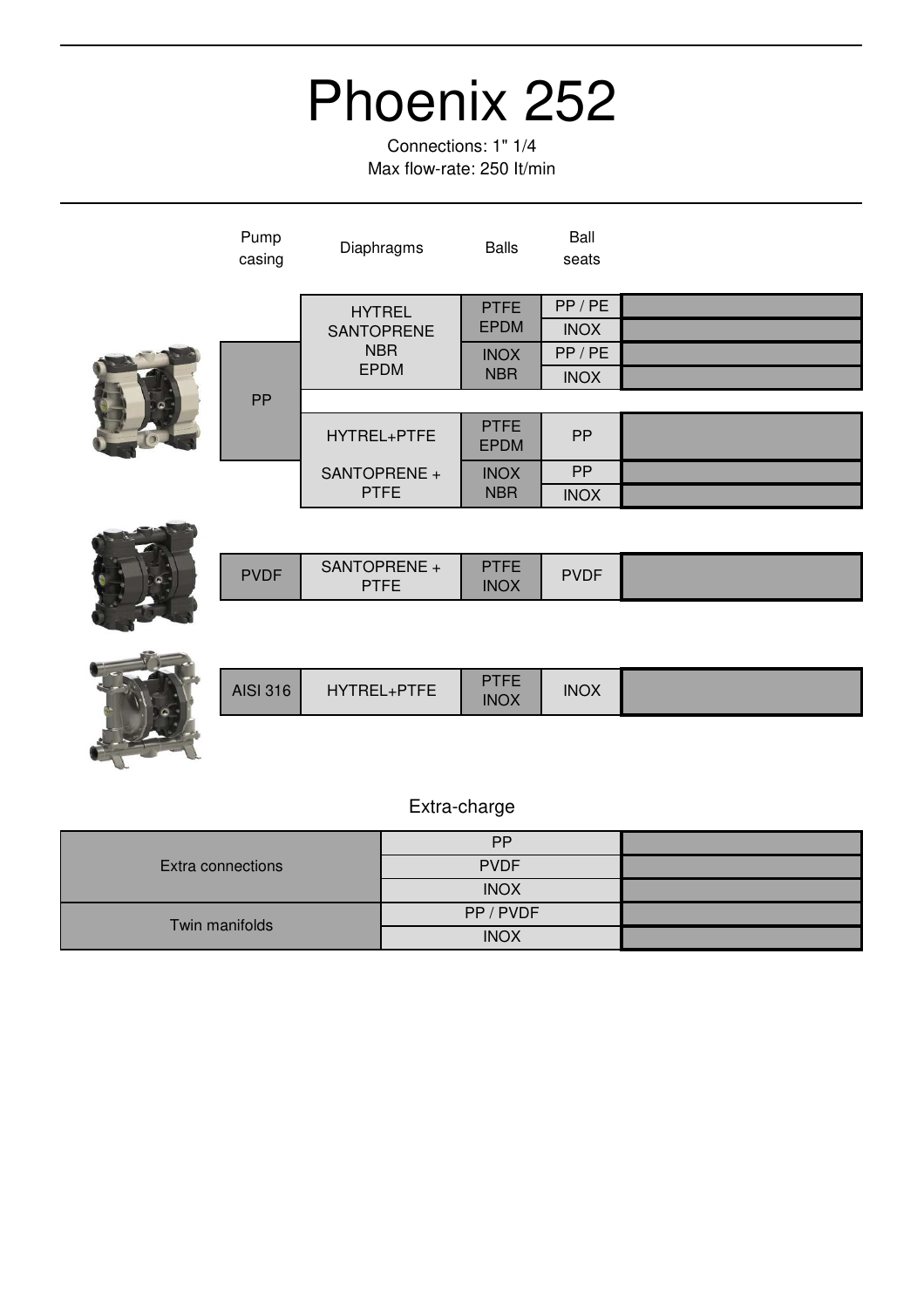# Phoenix 252

Connections: 1" 1/4
Max flow-rate: 250 lt/min

| Pump casing | Diaphragms | Balls | Ball seats | |
|---|---|---|---|---|
| PP | HYTREL SANTOPRENE NBR EPDM | PTFE EPDM | PP / PE | |
| | | | INOX | |
| | | INOX NBR | PP / PE | |
| | | | INOX | |
| | HYTREL+PTFE SANTOPRENE + PTFE | PTFE EPDM | PP | |
| | | INOX NBR | PP | |
| | | | INOX | |
| PVDF | SANTOPRENE + PTFE | PTFE INOX | PVDF | |
| AISI 316 | HYTREL+PTFE | PTFE INOX | INOX | |

## Extra-charge

| | | |
|---|---|---|
| Extra connections | PP | |
| | PVDF | |
| | INOX | |
| Twin manifolds | PP / PVDF | |
| | INOX | |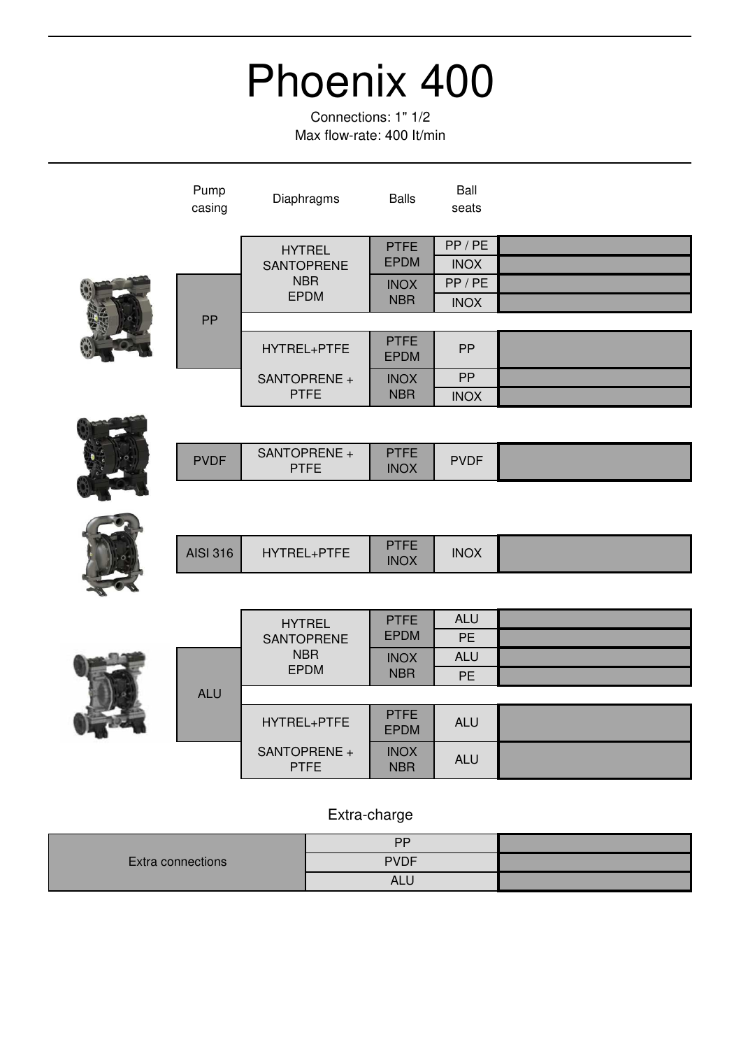# Phoenix 400

Connections: 1" 1/2
Max flow-rate: 400 lt/min

| Pump casing | Diaphragms | Balls | Ball seats | |
|---|---|---|---|---|
| PP | HYTREL SANTOPRENE NBR EPDM | PTFE EPDM | PP / PE | |
| | | | INOX | |
| | | INOX NBR | PP / PE | |
| | | | INOX | |
| | HYTREL+PTFE SANTOPRENE + PTFE | PTFE EPDM | PP | |
| | | INOX NBR | PP | |
| | | | INOX | |
| PVDF | SANTOPRENE + PTFE | PTFE INOX | PVDF | |
| AISI 316 | HYTREL+PTFE | PTFE INOX | INOX | |
| ALU | HYTREL SANTOPRENE NBR EPDM | PTFE EPDM | ALU | |
| | | | PE | |
| | | INOX NBR | ALU | |
| | | | PE | |
| | HYTREL+PTFE SANTOPRENE + PTFE | PTFE EPDM | ALU | |
| | | INOX NBR | ALU | |

Extra-charge

| Extra connections | PP | |
|---|---|---|
| | PVDF | |
| | ALU | |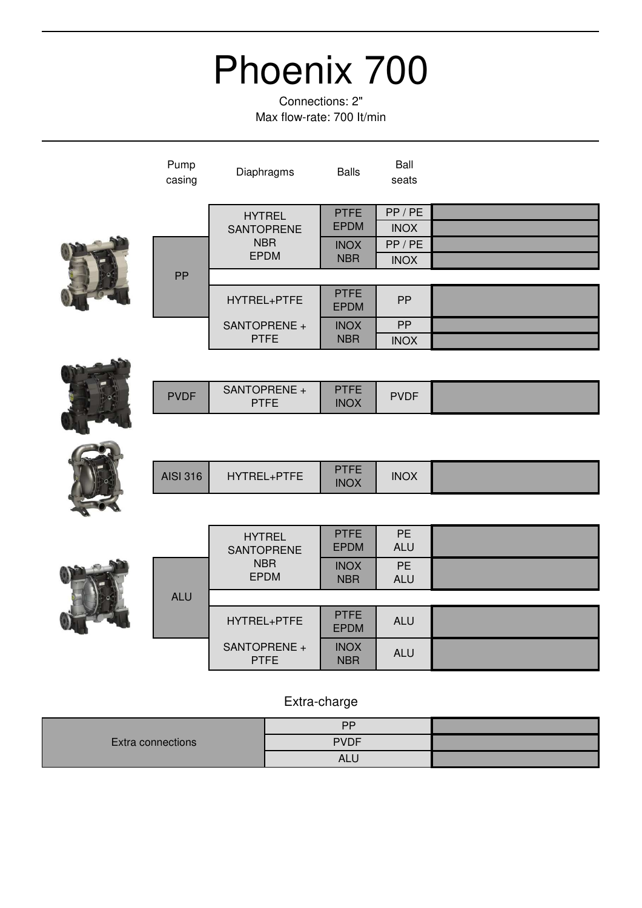# Phoenix 700

Connections: 2"
Max flow-rate: 700 lt/min

| Pump casing | Diaphragms | Balls | Ball seats | |
|---|---|---|---|---|
| PP | HYTREL SANTOPRENE NBR EPDM | PTFE EPDM | PP / PE | |
| | | | INOX | |
| | | INOX NBR | PP / PE | |
| | | | INOX | |
| | HYTREL+PTFE SANTOPRENE + PTFE | PTFE EPDM | PP | |
| | | INOX NBR | PP | |
| | | | INOX | |
| PVDF | SANTOPRENE + PTFE | PTFE INOX | PVDF | |
| AISI 316 | HYTREL+PTFE | PTFE INOX | INOX | |
| ALU | HYTREL SANTOPRENE NBR EPDM | PTFE EPDM | PE ALU | |
| | | INOX NBR | PE ALU | |
| | HYTREL+PTFE SANTOPRENE + PTFE | PTFE EPDM | ALU | |
| | | INOX NBR | ALU | |

## Extra-charge

| Extra connections | | |
|---|---|---|
| Extra connections | PP | |
| | PVDF | |
| | ALU | |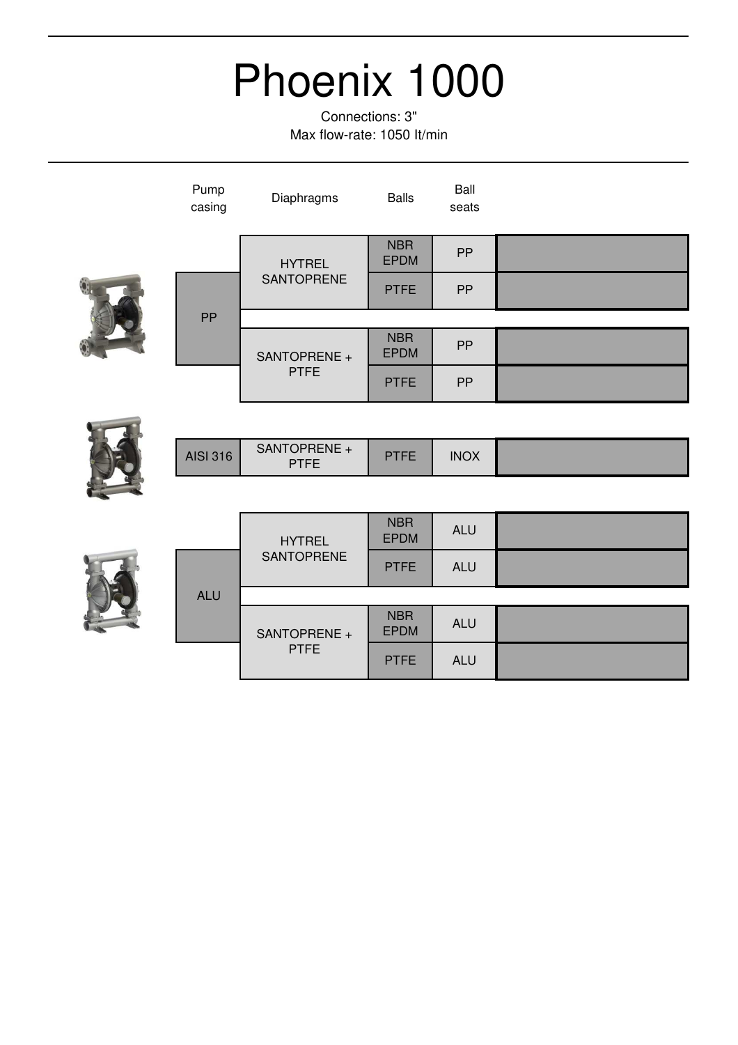# Phoenix 1000

Connections: 3"
Max flow-rate: 1050 lt/min

| Pump casing | Diaphragms | Balls | Ball seats | |
|---|---|---|---|---|
| PP | HYTREL SANTOPRENE | NBR EPDM | PP | |
| PP | HYTREL SANTOPRENE | PTFE | PP | |
| PP | SANTOPRENE + PTFE | NBR EPDM | PP | |
| PP | SANTOPRENE + PTFE | PTFE | PP | |
| AISI 316 | SANTOPRENE + PTFE | PTFE | INOX | |
| ALU | HYTREL SANTOPRENE | NBR EPDM | ALU | |
| ALU | HYTREL SANTOPRENE | PTFE | ALU | |
| ALU | SANTOPRENE + PTFE | NBR EPDM | ALU | |
| ALU | SANTOPRENE + PTFE | PTFE | ALU | |